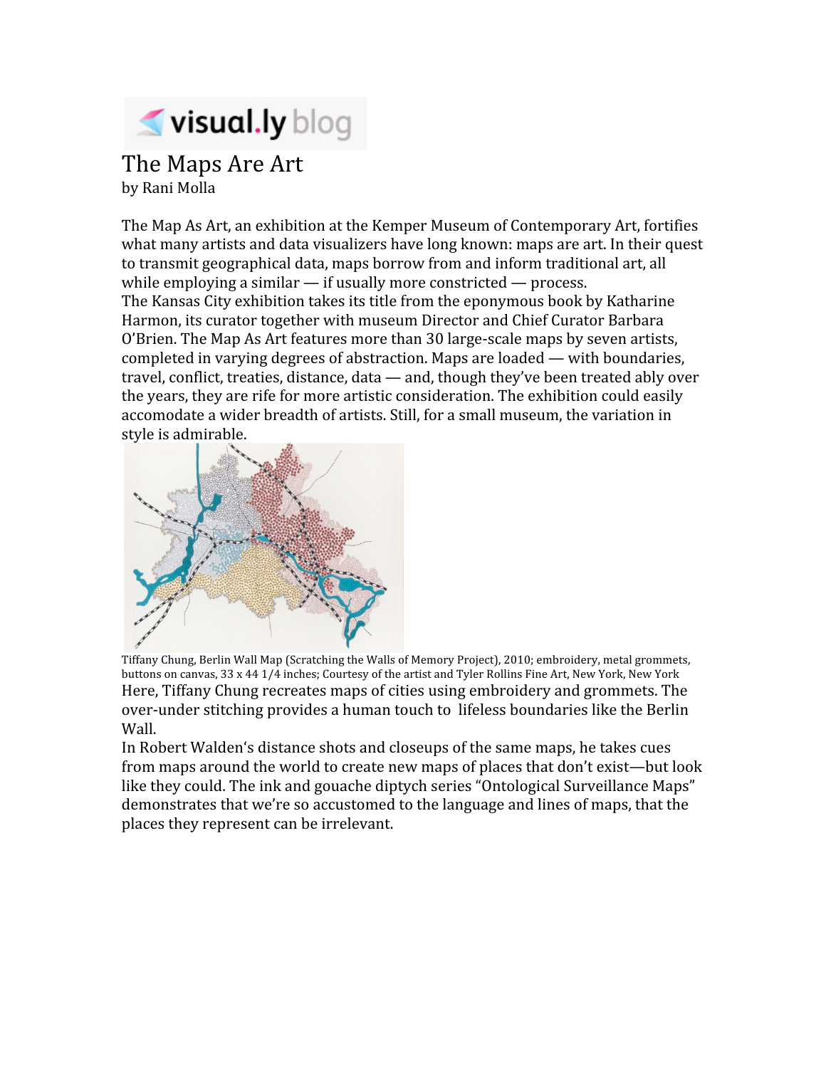visual.ly blog

# The Maps Are Art

by Rani Molla

The Map As Art, an exhibition at the Kemper Museum of Contemporary Art, fortifies what many artists and data visualizers have long known: maps are art. In their quest to transmit geographical data, maps borrow from and inform traditional art, all while employing a similar — if usually more constricted — process.

The Kansas City exhibition takes its title from the eponymous book by Katharine Harmon, its curator together with museum Director and Chief Curator Barbara O'Brien. The Map As Art features more than 30 large-scale maps by seven artists, completed in varying degrees of abstraction. Maps are loaded — with boundaries, travel, conflict, treaties, distance, data — and, though they've been treated ably over the years, they are rife for more artistic consideration. The exhibition could easily accomodate a wider breadth of artists. Still, for a small museum, the variation in style is admirable.

Tiffany Chung, Berlin Wall Map (Scratching the Walls of Memory Project), 2010; embroidery, metal grommets, buttons on canvas, 33 x 44 1/4 inches; Courtesy of the artist and Tyler Rollins Fine Art, New York, New York

Here, Tiffany Chung recreates maps of cities using embroidery and grommets. The over-under stitching provides a human touch to lifeless boundaries like the Berlin Wall.

In Robert Walden's distance shots and closeups of the same maps, he takes cues from maps around the world to create new maps of places that don't exist—but look like they could. The ink and gouache diptych series "Ontological Surveillance Maps" demonstrates that we're so accustomed to the language and lines of maps, that the places they represent can be irrelevant.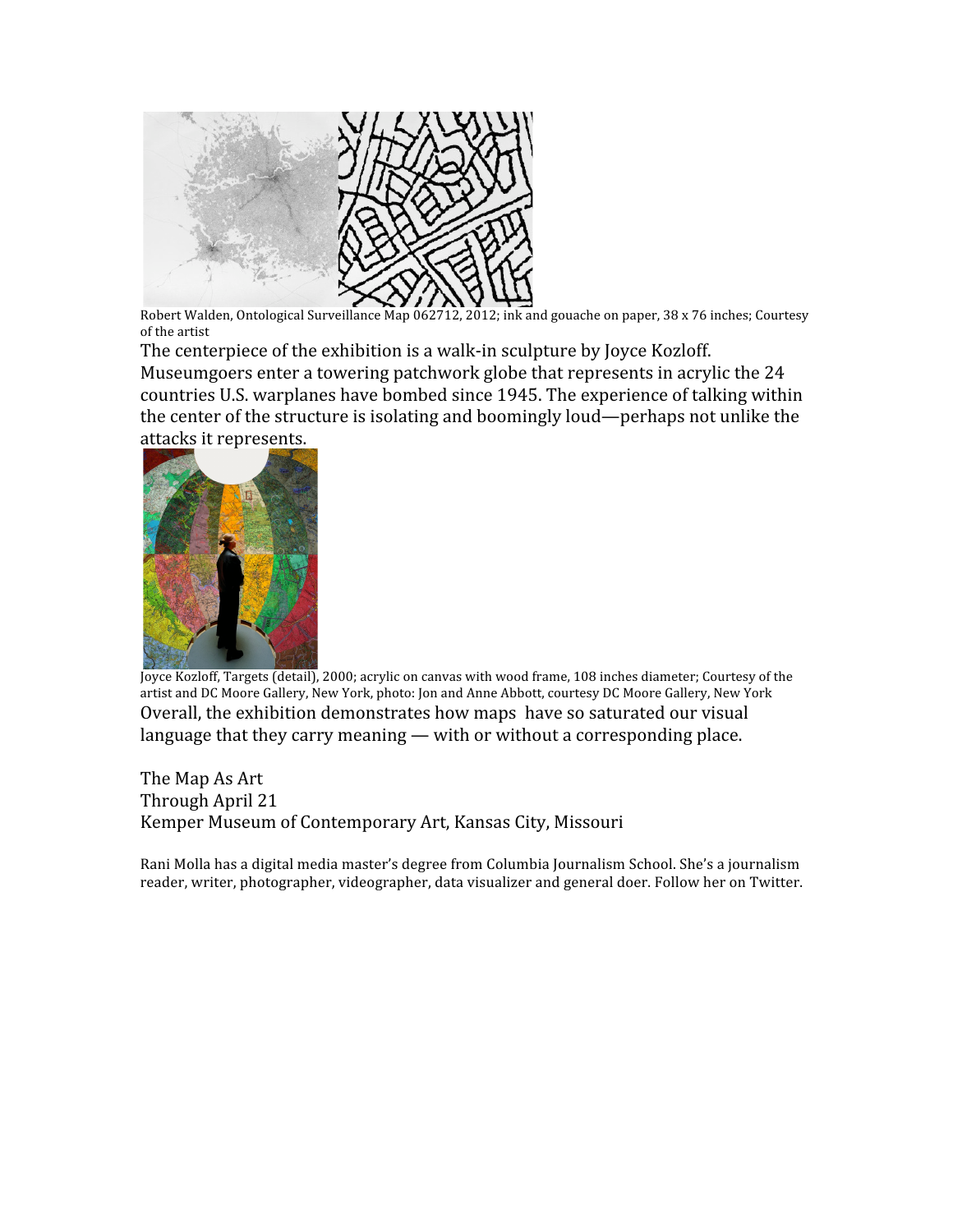Robert Walden, Ontological Surveillance Map 062712, 2012; ink and gouache on paper, 38 x 76 inches; Courtesy of the artist

The centerpiece of the exhibition is a walk-in sculpture by Joyce Kozloff. Museumgoers enter a towering patchwork globe that represents in acrylic the 24 countries U.S. warplanes have bombed since 1945. The experience of talking within the center of the structure is isolating and boomingly loud—perhaps not unlike the attacks it represents.

Joyce Kozloff, Targets (detail), 2000; acrylic on canvas with wood frame, 108 inches diameter; Courtesy of the artist and DC Moore Gallery, New York, photo: Jon and Anne Abbott, courtesy DC Moore Gallery, New York

Overall, the exhibition demonstrates how maps have so saturated our visual language that they carry meaning — with or without a corresponding place.

The Map As Art
Through April 21
Kemper Museum of Contemporary Art, Kansas City, Missouri

Rani Molla has a digital media master's degree from Columbia Journalism School. She's a journalism reader, writer, photographer, videographer, data visualizer and general doer. Follow her on Twitter.